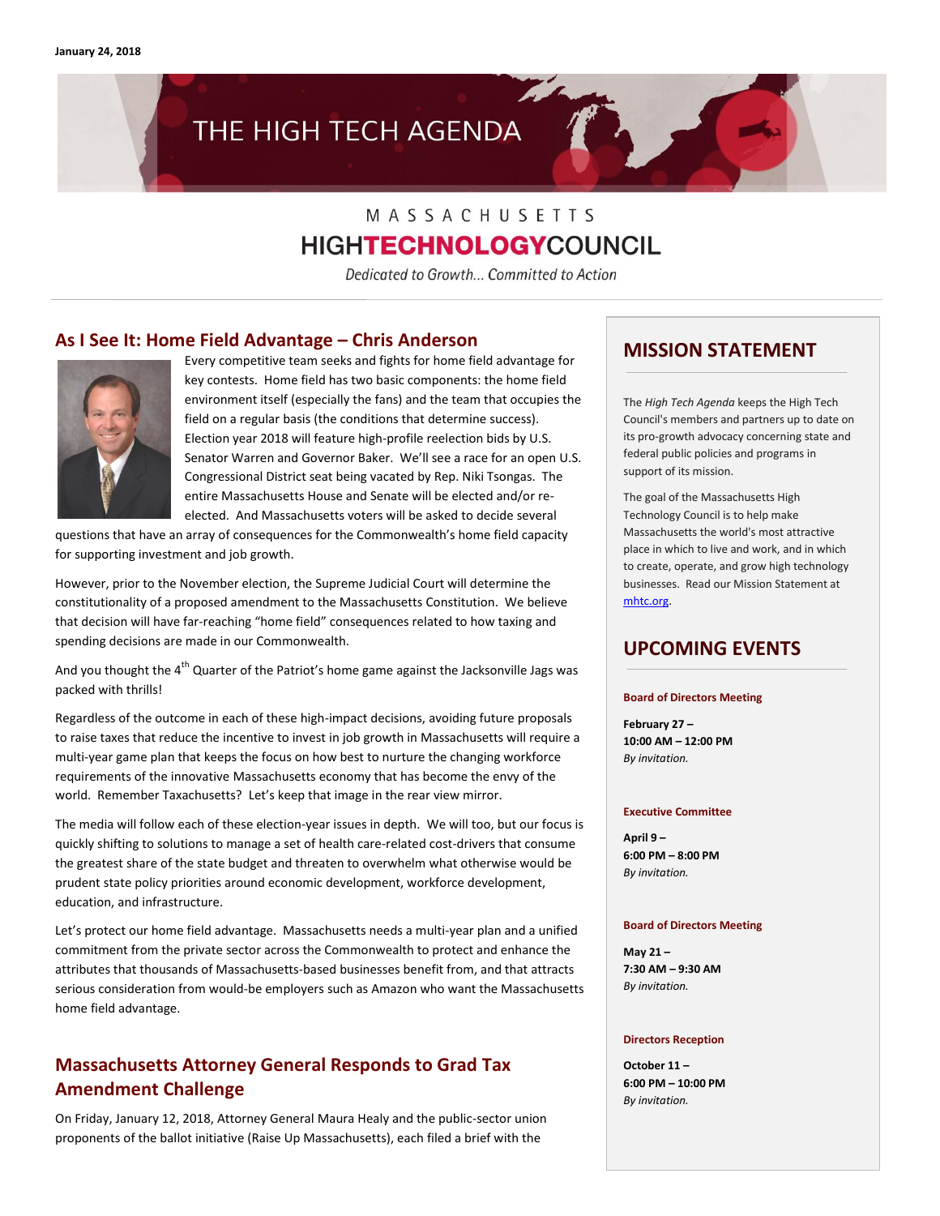January 24, 2018

# THE HIGH TECH AGENDA

MASSACHUSETTS
HIGHTECHNOLOGYCOUNCIL

*Dedicated to Growth... Committed to Action*

## As I See It: Home Field Advantage – Chris Anderson

Every competitive team seeks and fights for home field advantage for key contests. Home field has two basic components: the home field environment itself (especially the fans) and the team that occupies the field on a regular basis (the conditions that determine success). Election year 2018 will feature high-profile reelection bids by U.S. Senator Warren and Governor Baker. We'll see a race for an open U.S. Congressional District seat being vacated by Rep. Niki Tsongas. The entire Massachusetts House and Senate will be elected and/or re-elected. And Massachusetts voters will be asked to decide several questions that have an array of consequences for the Commonwealth's home field capacity for supporting investment and job growth.

However, prior to the November election, the Supreme Judicial Court will determine the constitutionality of a proposed amendment to the Massachusetts Constitution. We believe that decision will have far-reaching "home field" consequences related to how taxing and spending decisions are made in our Commonwealth.

And you thought the 4th Quarter of the Patriot's home game against the Jacksonville Jags was packed with thrills!

Regardless of the outcome in each of these high-impact decisions, avoiding future proposals to raise taxes that reduce the incentive to invest in job growth in Massachusetts will require a multi-year game plan that keeps the focus on how best to nurture the changing workforce requirements of the innovative Massachusetts economy that has become the envy of the world. Remember Taxachusetts? Let's keep that image in the rear view mirror.

The media will follow each of these election-year issues in depth. We will too, but our focus is quickly shifting to solutions to manage a set of health care-related cost-drivers that consume the greatest share of the state budget and threaten to overwhelm what otherwise would be prudent state policy priorities around economic development, workforce development, education, and infrastructure.

Let's protect our home field advantage. Massachusetts needs a multi-year plan and a unified commitment from the private sector across the Commonwealth to protect and enhance the attributes that thousands of Massachusetts-based businesses benefit from, and that attracts serious consideration from would-be employers such as Amazon who want the Massachusetts home field advantage.

## Massachusetts Attorney General Responds to Grad Tax Amendment Challenge

On Friday, January 12, 2018, Attorney General Maura Healy and the public-sector union proponents of the ballot initiative (Raise Up Massachusetts), each filed a brief with the

## MISSION STATEMENT

The *High Tech Agenda* keeps the High Tech Council's members and partners up to date on its pro-growth advocacy concerning state and federal public policies and programs in support of its mission.

The goal of the Massachusetts High Technology Council is to help make Massachusetts the world's most attractive place in which to live and work, and in which to create, operate, and grow high technology businesses. Read our Mission Statement at mhtc.org.

## UPCOMING EVENTS

**Board of Directors Meeting**

**February 27 –**
**10:00 AM – 12:00 PM**
*By invitation.*

**Executive Committee**

**April 9 –**
**6:00 PM – 8:00 PM**
*By invitation.*

**Board of Directors Meeting**

**May 21 –**
**7:30 AM – 9:30 AM**
*By invitation.*

**Directors Reception**

**October 11 –**
**6:00 PM – 10:00 PM**
*By invitation.*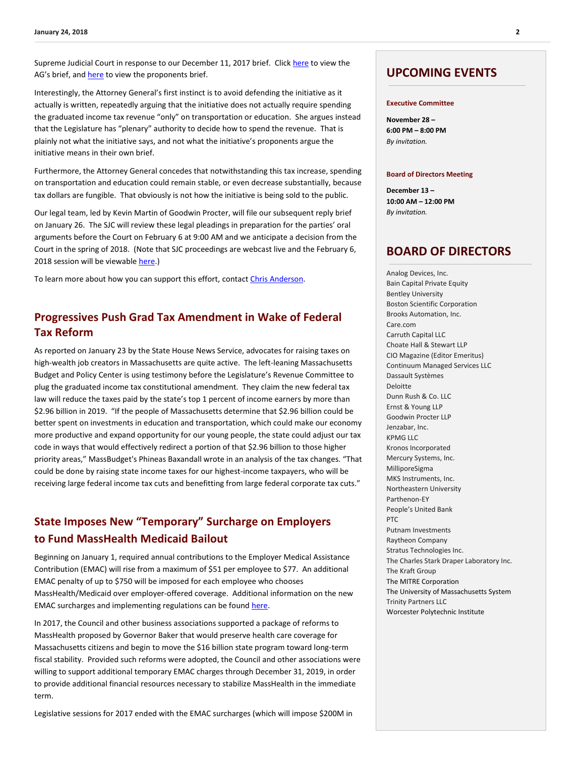Supreme Judicial Court in response to our December 11, 2017 brief. Click here to view the AG's brief, and here to view the proponents brief.

Interestingly, the Attorney General's first instinct is to avoid defending the initiative as it actually is written, repeatedly arguing that the initiative does not actually require spending the graduated income tax revenue "only" on transportation or education. She argues instead that the Legislature has "plenary" authority to decide how to spend the revenue. That is plainly not what the initiative says, and not what the initiative's proponents argue the initiative means in their own brief.

Furthermore, the Attorney General concedes that notwithstanding this tax increase, spending on transportation and education could remain stable, or even decrease substantially, because tax dollars are fungible. That obviously is not how the initiative is being sold to the public.

Our legal team, led by Kevin Martin of Goodwin Procter, will file our subsequent reply brief on January 26. The SJC will review these legal pleadings in preparation for the parties' oral arguments before the Court on February 6 at 9:00 AM and we anticipate a decision from the Court in the spring of 2018. (Note that SJC proceedings are webcast live and the February 6, 2018 session will be viewable here.)

To learn more about how you can support this effort, contact Chris Anderson.

## Progressives Push Grad Tax Amendment in Wake of Federal Tax Reform

As reported on January 23 by the State House News Service, advocates for raising taxes on high-wealth job creators in Massachusetts are quite active. The left-leaning Massachusetts Budget and Policy Center is using testimony before the Legislature's Revenue Committee to plug the graduated income tax constitutional amendment. They claim the new federal tax law will reduce the taxes paid by the state's top 1 percent of income earners by more than $2.96 billion in 2019. "If the people of Massachusetts determine that $2.96 billion could be better spent on investments in education and transportation, which could make our economy more productive and expand opportunity for our young people, the state could adjust our tax code in ways that would effectively redirect a portion of that $2.96 billion to those higher priority areas," MassBudget's Phineas Baxandall wrote in an analysis of the tax changes. "That could be done by raising state income taxes for our highest-income taxpayers, who will be receiving large federal income tax cuts and benefitting from large federal corporate tax cuts."

## State Imposes New "Temporary" Surcharge on Employers to Fund MassHealth Medicaid Bailout

Beginning on January 1, required annual contributions to the Employer Medical Assistance Contribution (EMAC) will rise from a maximum of $51 per employee to $77. An additional EMAC penalty of up to $750 will be imposed for each employee who chooses MassHealth/Medicaid over employer-offered coverage. Additional information on the new EMAC surcharges and implementing regulations can be found here.

In 2017, the Council and other business associations supported a package of reforms to MassHealth proposed by Governor Baker that would preserve health care coverage for Massachusetts citizens and begin to move the $16 billion state program toward long-term fiscal stability. Provided such reforms were adopted, the Council and other associations were willing to support additional temporary EMAC charges through December 31, 2019, in order to provide additional financial resources necessary to stabilize MassHealth in the immediate term.

Legislative sessions for 2017 ended with the EMAC surcharges (which will impose $200M in

## UPCOMING EVENTS

**Executive Committee**

**November 28 –**
**6:00 PM – 8:00 PM**
*By invitation.*

**Board of Directors Meeting**

**December 13 –**
**10:00 AM – 12:00 PM**
*By invitation.*

## BOARD OF DIRECTORS

Analog Devices, Inc.
Bain Capital Private Equity
Bentley University
Boston Scientific Corporation
Brooks Automation, Inc.
Care.com
Carruth Capital LLC
Choate Hall & Stewart LLP
CIO Magazine (Editor Emeritus)
Continuum Managed Services LLC
Dassault Systèmes
Deloitte
Dunn Rush & Co. LLC
Ernst & Young LLP
Goodwin Procter LLP
Jenzabar, Inc.
KPMG LLC
Kronos Incorporated
Mercury Systems, Inc.
MilliporeSigma
MKS Instruments, Inc.
Northeastern University
Parthenon-EY
People's United Bank
PTC
Putnam Investments
Raytheon Company
Stratus Technologies Inc.
The Charles Stark Draper Laboratory Inc.
The Kraft Group
The MITRE Corporation
The University of Massachusetts System
Trinity Partners LLC
Worcester Polytechnic Institute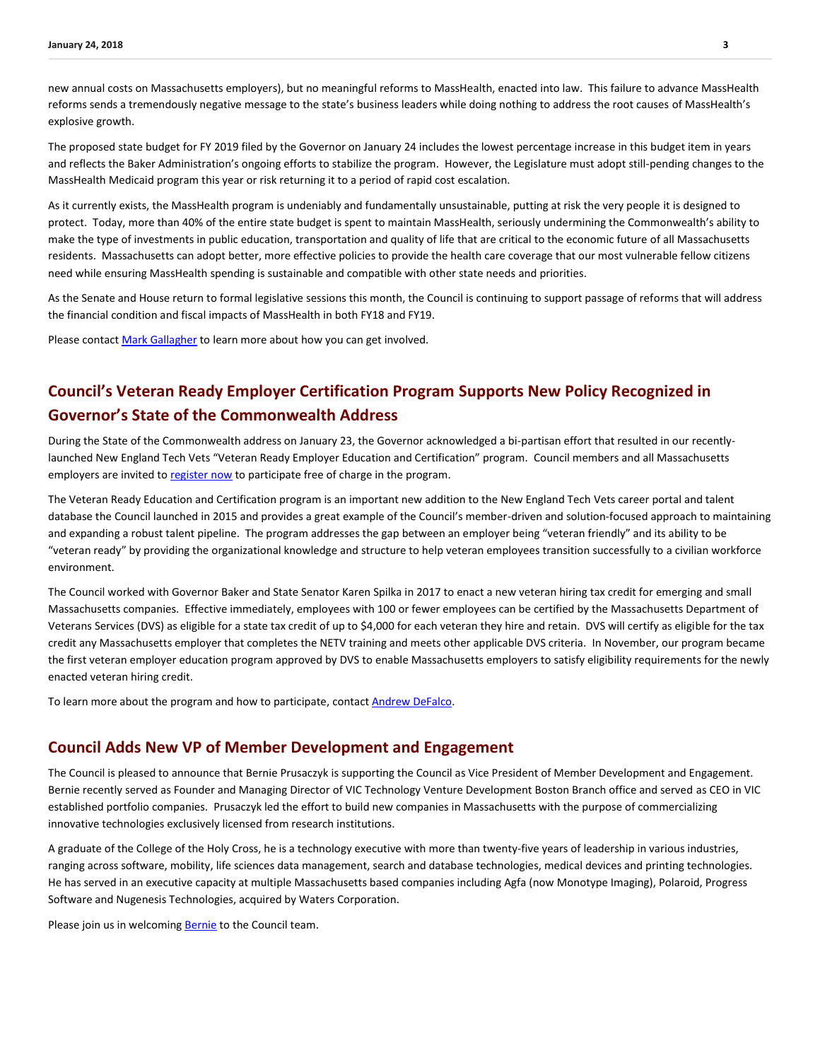new annual costs on Massachusetts employers), but no meaningful reforms to MassHealth, enacted into law. This failure to advance MassHealth reforms sends a tremendously negative message to the state's business leaders while doing nothing to address the root causes of MassHealth's explosive growth.

The proposed state budget for FY 2019 filed by the Governor on January 24 includes the lowest percentage increase in this budget item in years and reflects the Baker Administration's ongoing efforts to stabilize the program. However, the Legislature must adopt still-pending changes to the MassHealth Medicaid program this year or risk returning it to a period of rapid cost escalation.

As it currently exists, the MassHealth program is undeniably and fundamentally unsustainable, putting at risk the very people it is designed to protect. Today, more than 40% of the entire state budget is spent to maintain MassHealth, seriously undermining the Commonwealth's ability to make the type of investments in public education, transportation and quality of life that are critical to the economic future of all Massachusetts residents. Massachusetts can adopt better, more effective policies to provide the health care coverage that our most vulnerable fellow citizens need while ensuring MassHealth spending is sustainable and compatible with other state needs and priorities.

As the Senate and House return to formal legislative sessions this month, the Council is continuing to support passage of reforms that will address the financial condition and fiscal impacts of MassHealth in both FY18 and FY19.

Please contact Mark Gallagher to learn more about how you can get involved.

## Council's Veteran Ready Employer Certification Program Supports New Policy Recognized in Governor's State of the Commonwealth Address

During the State of the Commonwealth address on January 23, the Governor acknowledged a bi-partisan effort that resulted in our recently-launched New England Tech Vets "Veteran Ready Employer Education and Certification" program. Council members and all Massachusetts employers are invited to register now to participate free of charge in the program.

The Veteran Ready Education and Certification program is an important new addition to the New England Tech Vets career portal and talent database the Council launched in 2015 and provides a great example of the Council's member-driven and solution-focused approach to maintaining and expanding a robust talent pipeline. The program addresses the gap between an employer being "veteran friendly" and its ability to be "veteran ready" by providing the organizational knowledge and structure to help veteran employees transition successfully to a civilian workforce environment.

The Council worked with Governor Baker and State Senator Karen Spilka in 2017 to enact a new veteran hiring tax credit for emerging and small Massachusetts companies. Effective immediately, employees with 100 or fewer employees can be certified by the Massachusetts Department of Veterans Services (DVS) as eligible for a state tax credit of up to $4,000 for each veteran they hire and retain. DVS will certify as eligible for the tax credit any Massachusetts employer that completes the NETV training and meets other applicable DVS criteria. In November, our program became the first veteran employer education program approved by DVS to enable Massachusetts employers to satisfy eligibility requirements for the newly enacted veteran hiring credit.

To learn more about the program and how to participate, contact Andrew DeFalco.

## Council Adds New VP of Member Development and Engagement

The Council is pleased to announce that Bernie Prusaczyk is supporting the Council as Vice President of Member Development and Engagement. Bernie recently served as Founder and Managing Director of VIC Technology Venture Development Boston Branch office and served as CEO in VIC established portfolio companies. Prusaczyk led the effort to build new companies in Massachusetts with the purpose of commercializing innovative technologies exclusively licensed from research institutions.

A graduate of the College of the Holy Cross, he is a technology executive with more than twenty-five years of leadership in various industries, ranging across software, mobility, life sciences data management, search and database technologies, medical devices and printing technologies. He has served in an executive capacity at multiple Massachusetts based companies including Agfa (now Monotype Imaging), Polaroid, Progress Software and Nugenesis Technologies, acquired by Waters Corporation.

Please join us in welcoming Bernie to the Council team.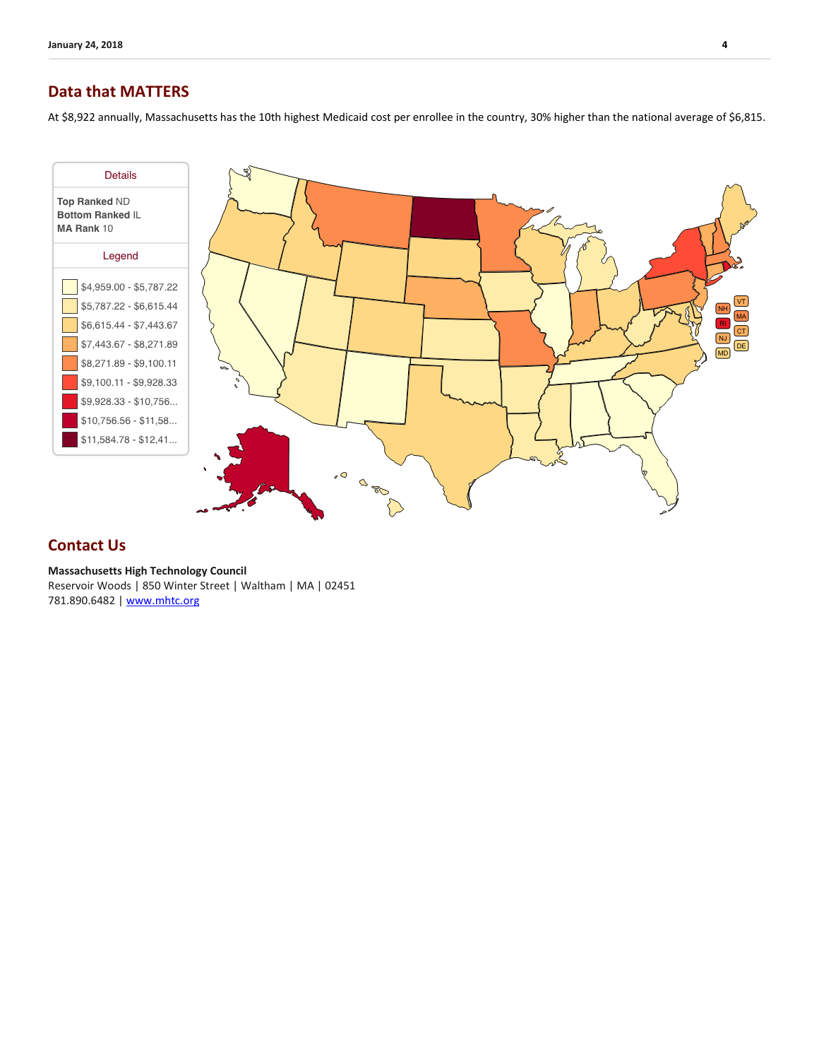## Data that MATTERS

At $8,922 annually, Massachusetts has the 10th highest Medicaid cost per enrollee in the country, 30% higher than the national average of $6,815.

Details

**Top Ranked** ND
**Bottom Ranked** IL
**MA Rank** 10

Legend

$4,959.00 - $5,787.22
$5,787.22 - $6,615.44
$6,615.44 - $7,443.67
$7,443.67 - $8,271.89
$8,271.89 - $9,100.11
$9,100.11 - $9,928.33
$9,928.33 - $10,756...
$10,756.56 - $11,58...
$11,584.78 - $12,41...

VT
NH
MA
RI
CT
NJ
DE
MD

## Contact Us

**Massachusetts High Technology Council**
Reservoir Woods | 850 Winter Street | Waltham | MA | 02451
781.890.6482 | [www.mhtc.org](http://www.mhtc.org)